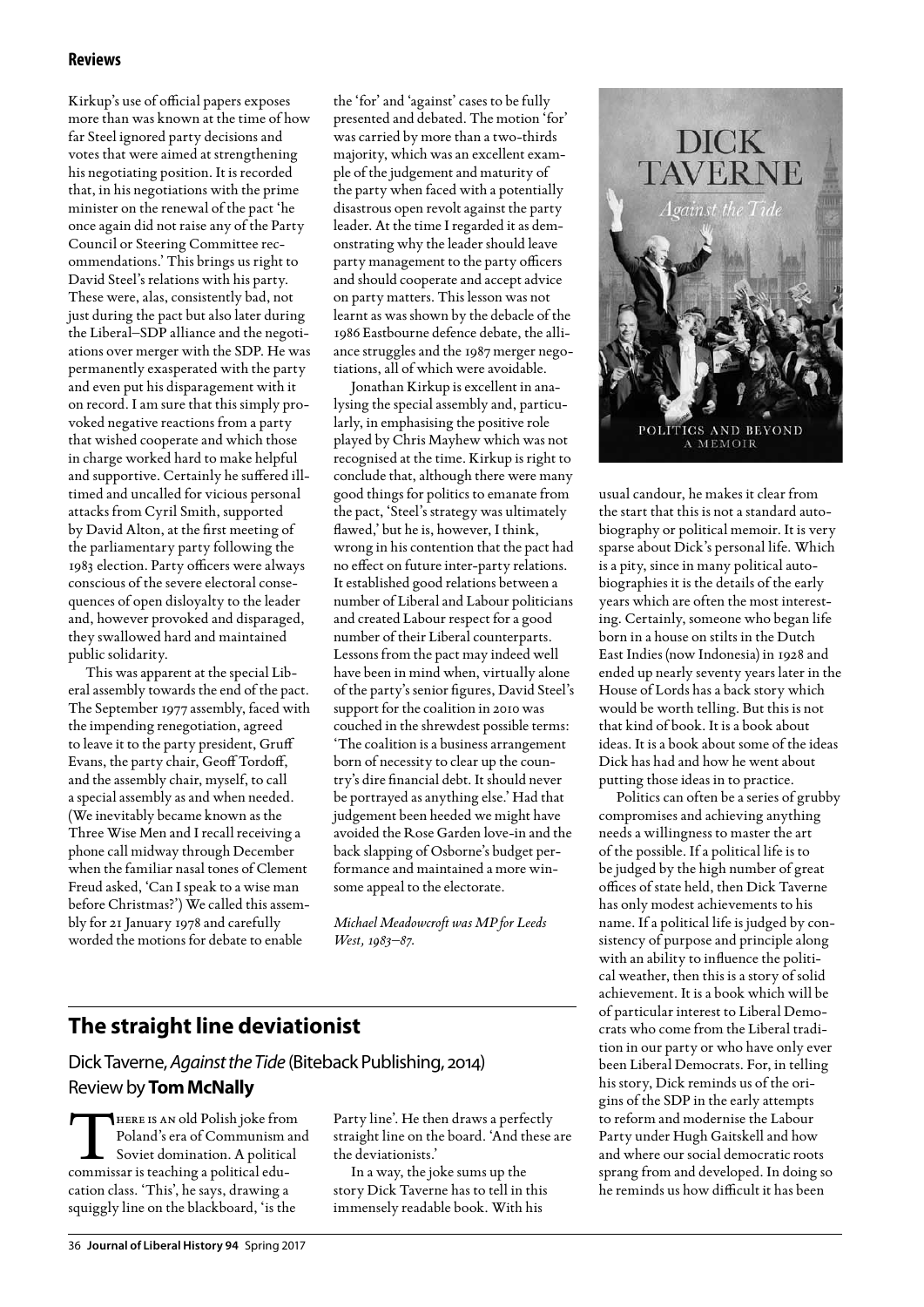Kirkup's use of official papers exposes more than was known at the time of how far Steel ignored party decisions and votes that were aimed at strengthening his negotiating position. It is recorded that, in his negotiations with the prime minister on the renewal of the pact 'he once again did not raise any of the Party Council or Steering Committee recommendations.' This brings us right to David Steel's relations with his party. These were, alas, consistently bad, not just during the pact but also later during the Liberal–SDP alliance and the negotiations over merger with the SDP. He was permanently exasperated with the party and even put his disparagement with it on record. I am sure that this simply provoked negative reactions from a party that wished cooperate and which those in charge worked hard to make helpful and supportive. Certainly he suffered ill-timed and uncalled for vicious personal attacks from Cyril Smith, supported by David Alton, at the first meeting of the parliamentary party following the 1983 election. Party officers were always conscious of the severe electoral consequences of open disloyalty to the leader and, however provoked and disparaged, they swallowed hard and maintained public solidarity.

This was apparent at the special Liberal assembly towards the end of the pact. The September 1977 assembly, faced with the impending renegotiation, agreed to leave it to the party president, Gruff Evans, the party chair, Geoff Tordoff, and the assembly chair, myself, to call a special assembly as and when needed. (We inevitably became known as the Three Wise Men and I recall receiving a phone call midway through December when the familiar nasal tones of Clement Freud asked, 'Can I speak to a wise man before Christmas?') We called this assembly for 21 January 1978 and carefully worded the motions for debate to enable the 'for' and 'against' cases to be fully presented and debated. The motion 'for' was carried by more than a two-thirds majority, which was an excellent example of the judgement and maturity of the party when faced with a potentially disastrous open revolt against the party leader. At the time I regarded it as demonstrating why the leader should leave party management to the party officers and should cooperate and accept advice on party matters. This lesson was not learnt as was shown by the debacle of the 1986 Eastbourne defence debate, the alliance struggles and the 1987 merger negotiations, all of which were avoidable.

Jonathan Kirkup is excellent in analysing the special assembly and, particularly, in emphasising the positive role played by Chris Mayhew which was not recognised at the time. Kirkup is right to conclude that, although there were many good things for politics to emanate from the pact, 'Steel's strategy was ultimately flawed,' but he is, however, I think, wrong in his contention that the pact had no effect on future inter-party relations. It established good relations between a number of Liberal and Labour politicians and created Labour respect for a good number of their Liberal counterparts. Lessons from the pact may indeed well have been in mind when, virtually alone of the party's senior figures, David Steel's support for the coalition in 2010 was couched in the shrewdest possible terms: 'The coalition is a business arrangement born of necessity to clear up the country's dire financial debt. It should never be portrayed as anything else.' Had that judgement been heeded we might have avoided the Rose Garden love-in and the back slapping of Osborne's budget performance and maintained a more winsome appeal to the electorate.

*Michael Meadowcroft was MP for Leeds West, 1983–87.*

## The straight line deviationist

### Dick Taverne, *Against the Tide* (Biteback Publishing, 2014)
### Review by **Tom McNally**

There is an old Polish joke from Poland's era of Communism and Soviet domination. A political commissar is teaching a political education class. 'This', he says, drawing a squiggly line on the blackboard, 'is the Party line'. He then draws a perfectly straight line on the board. 'And these are the deviationists.'

In a way, the joke sums up the story Dick Taverne has to tell in this immensely readable book. With his usual candour, he makes it clear from the start that this is not a standard autobiography or political memoir. It is very sparse about Dick's personal life. Which is a pity, since in many political autobiographies it is the details of the early years which are often the most interesting. Certainly, someone who began life born in a house on stilts in the Dutch East Indies (now Indonesia) in 1928 and ended up nearly seventy years later in the House of Lords has a back story which would be worth telling. But this is not that kind of book. It is a book about ideas. It is a book about some of the ideas Dick has had and how he went about putting those ideas in to practice.

Politics can often be a series of grubby compromises and achieving anything needs a willingness to master the art of the possible. If a political life is to be judged by the high number of great offices of state held, then Dick Taverne has only modest achievements to his name. If a political life is judged by consistency of purpose and principle along with an ability to influence the political weather, then this is a story of solid achievement. It is a book which will be of particular interest to Liberal Democrats who come from the Liberal tradition in our party or who have only ever been Liberal Democrats. For, in telling his story, Dick reminds us of the origins of the SDP in the early attempts to reform and modernise the Labour Party under Hugh Gaitskell and how and where our social democratic roots sprang from and developed. In doing so he reminds us how difficult it has been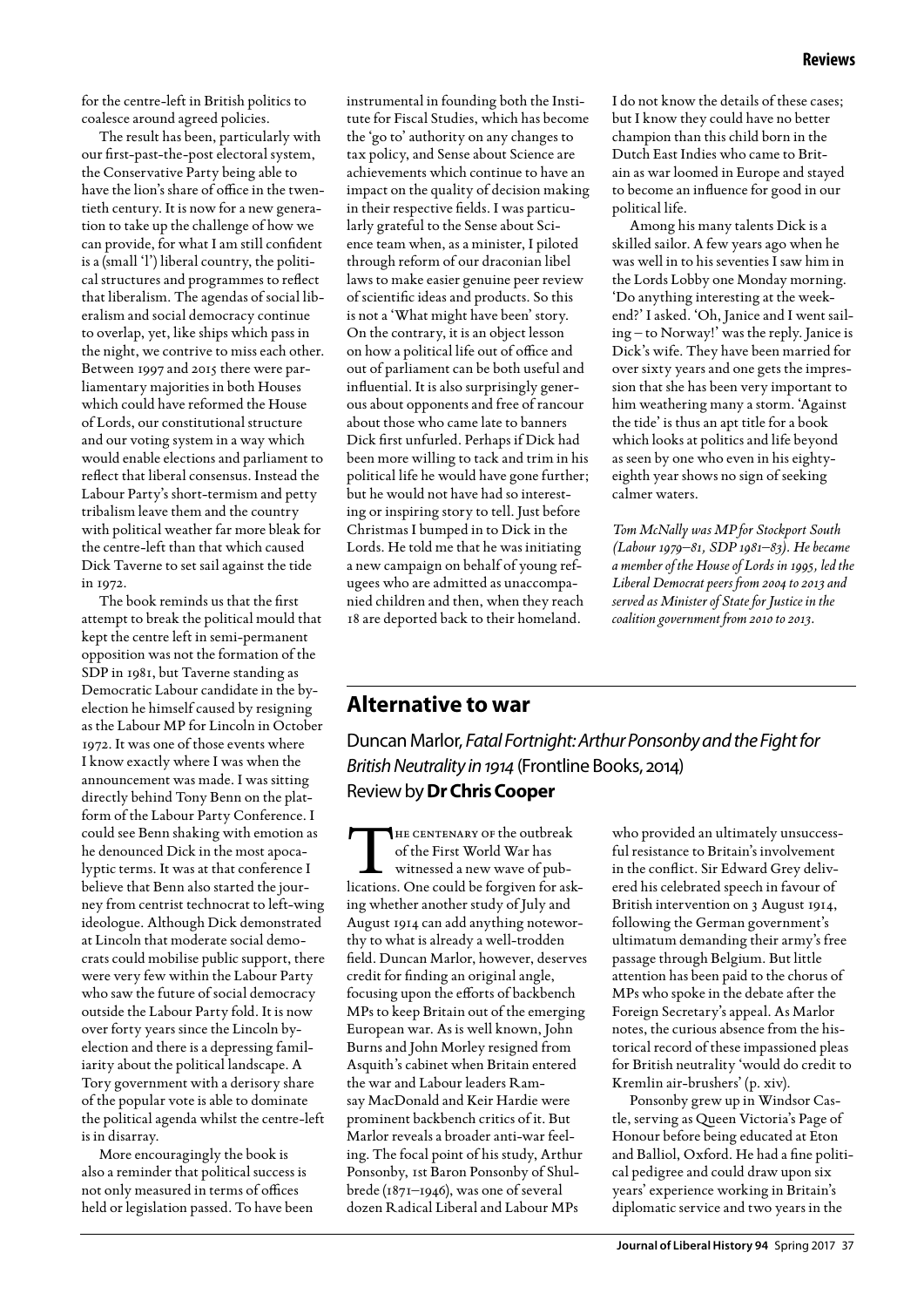for the centre-left in British politics to coalesce around agreed policies.

The result has been, particularly with our first-past-the-post electoral system, the Conservative Party being able to have the lion's share of office in the twentieth century. It is now for a new generation to take up the challenge of how we can provide, for what I am still confident is a (small 'l') liberal country, the political structures and programmes to reflect that liberalism. The agendas of social liberalism and social democracy continue to overlap, yet, like ships which pass in the night, we contrive to miss each other. Between 1997 and 2015 there were parliamentary majorities in both Houses which could have reformed the House of Lords, our constitutional structure and our voting system in a way which would enable elections and parliament to reflect that liberal consensus. Instead the Labour Party's short-termism and petty tribalism leave them and the country with political weather far more bleak for the centre-left than that which caused Dick Taverne to set sail against the tide in 1972.

The book reminds us that the first attempt to break the political mould that kept the centre left in semi-permanent opposition was not the formation of the SDP in 1981, but Taverne standing as Democratic Labour candidate in the by-election he himself caused by resigning as the Labour MP for Lincoln in October 1972. It was one of those events where I know exactly where I was when the announcement was made. I was sitting directly behind Tony Benn on the platform of the Labour Party Conference. I could see Benn shaking with emotion as he denounced Dick in the most apocalyptic terms. It was at that conference I believe that Benn also started the journey from centrist technocrat to left-wing ideologue. Although Dick demonstrated at Lincoln that moderate social democrats could mobilise public support, there were very few within the Labour Party who saw the future of social democracy outside the Labour Party fold. It is now over forty years since the Lincoln by-election and there is a depressing familiarity about the political landscape. A Tory government with a derisory share of the popular vote is able to dominate the political agenda whilst the centre-left is in disarray.

More encouragingly the book is also a reminder that political success is not only measured in terms of offices held or legislation passed. To have been instrumental in founding both the Institute for Fiscal Studies, which has become the 'go to' authority on any changes to tax policy, and Sense about Science are achievements which continue to have an impact on the quality of decision making in their respective fields. I was particularly grateful to the Sense about Science team when, as a minister, I piloted through reform of our draconian libel laws to make easier genuine peer review of scientific ideas and products. So this is not a 'What might have been' story. On the contrary, it is an object lesson on how a political life out of office and out of parliament can be both useful and influential. It is also surprisingly generous about opponents and free of rancour about those who came late to banners Dick first unfurled. Perhaps if Dick had been more willing to tack and trim in his political life he would have gone further; but he would not have had so interesting or inspiring story to tell. Just before Christmas I bumped in to Dick in the Lords. He told me that he was initiating a new campaign on behalf of young refugees who are admitted as unaccompanied children and then, when they reach 18 are deported back to their homeland.

I do not know the details of these cases; but I know they could have no better champion than this child born in the Dutch East Indies who came to Britain as war loomed in Europe and stayed to become an influence for good in our political life.

Among his many talents Dick is a skilled sailor. A few years ago when he was well in to his seventies I saw him in the Lords Lobby one Monday morning. 'Do anything interesting at the weekend?' I asked. 'Oh, Janice and I went sailing – to Norway!' was the reply. Janice is Dick's wife. They have been married for over sixty years and one gets the impression that she has been very important to him weathering many a storm. 'Against the tide' is thus an apt title for a book which looks at politics and life beyond as seen by one who even in his eighty-eighth year shows no sign of seeking calmer waters.

*Tom McNally was MP for Stockport South (Labour 1979–81, SDP 1981–83). He became a member of the House of Lords in 1995, led the Liberal Democrat peers from 2004 to 2013 and served as Minister of State for Justice in the coalition government from 2010 to 2013.*

## Alternative to war

Duncan Marlor, *Fatal Fortnight: Arthur Ponsonby and the Fight for British Neutrality in 1914* (Frontline Books, 2014)
Review by **Dr Chris Cooper**

The centenary of the outbreak of the First World War has witnessed a new wave of publications. One could be forgiven for asking whether another study of July and August 1914 can add anything noteworthy to what is already a well-trodden field. Duncan Marlor, however, deserves credit for finding an original angle, focusing upon the efforts of backbench MPs to keep Britain out of the emerging European war. As is well known, John Burns and John Morley resigned from Asquith's cabinet when Britain entered the war and Labour leaders Ramsay MacDonald and Keir Hardie were prominent backbench critics of it. But Marlor reveals a broader anti-war feeling. The focal point of his study, Arthur Ponsonby, 1st Baron Ponsonby of Shulbrede (1871–1946), was one of several dozen Radical Liberal and Labour MPs who provided an ultimately unsuccessful resistance to Britain's involvement in the conflict. Sir Edward Grey delivered his celebrated speech in favour of British intervention on 3 August 1914, following the German government's ultimatum demanding their army's free passage through Belgium. But little attention has been paid to the chorus of MPs who spoke in the debate after the Foreign Secretary's appeal. As Marlor notes, the curious absence from the historical record of these impassioned pleas for British neutrality 'would do credit to Kremlin air-brushers' (p. xiv).

Ponsonby grew up in Windsor Castle, serving as Queen Victoria's Page of Honour before being educated at Eton and Balliol, Oxford. He had a fine political pedigree and could draw upon six years' experience working in Britain's diplomatic service and two years in the